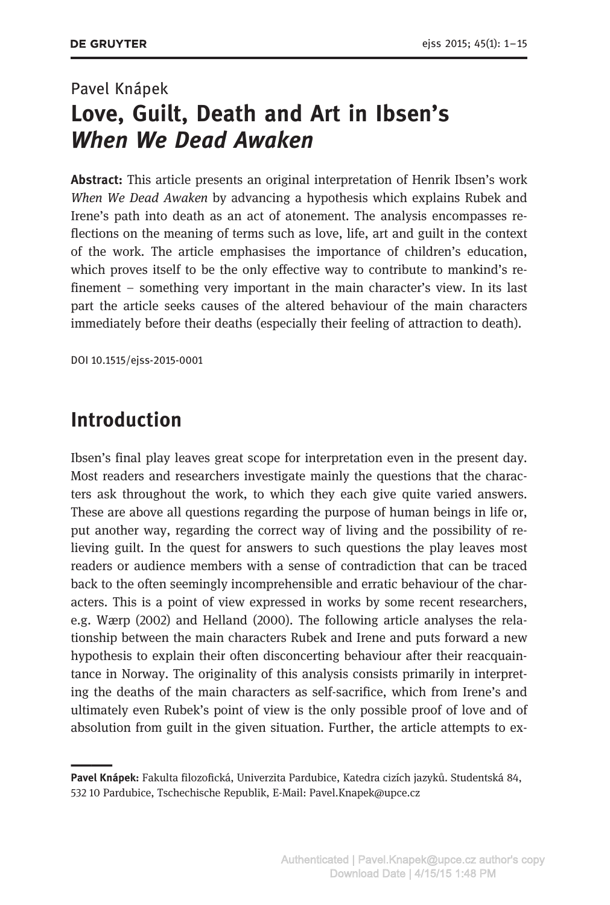Pavel Knápek

# Love, Guilt, Death and Art in Ibsen's *When We Dead Awaken*

**Abstract:** This article presents an original interpretation of Henrik Ibsen's work *When We Dead Awaken* by advancing a hypothesis which explains Rubek and Irene's path into death as an act of atonement. The analysis encompasses reflections on the meaning of terms such as love, life, art and guilt in the context of the work. The article emphasises the importance of children's education, which proves itself to be the only effective way to contribute to mankind's refinement – something very important in the main character's view. In its last part the article seeks causes of the altered behaviour of the main characters immediately before their deaths (especially their feeling of attraction to death).

DOI 10.1515/ejss-2015-0001

## Introduction

Ibsen's final play leaves great scope for interpretation even in the present day. Most readers and researchers investigate mainly the questions that the characters ask throughout the work, to which they each give quite varied answers. These are above all questions regarding the purpose of human beings in life or, put another way, regarding the correct way of living and the possibility of relieving guilt. In the quest for answers to such questions the play leaves most readers or audience members with a sense of contradiction that can be traced back to the often seemingly incomprehensible and erratic behaviour of the characters. This is a point of view expressed in works by some recent researchers, e.g. Wærp (2002) and Helland (2000). The following article analyses the relationship between the main characters Rubek and Irene and puts forward a new hypothesis to explain their often disconcerting behaviour after their reacquaintance in Norway. The originality of this analysis consists primarily in interpreting the deaths of the main characters as self-sacrifice, which from Irene's and ultimately even Rubek's point of view is the only possible proof of love and of absolution from guilt in the given situation. Further, the article attempts to ex-

---

**Pavel Knápek:** Fakulta filozofická, Univerzita Pardubice, Katedra cizích jazyků. Studentská 84, 532 10 Pardubice, Tschechische Republik, E-Mail: Pavel.Knapek@upce.cz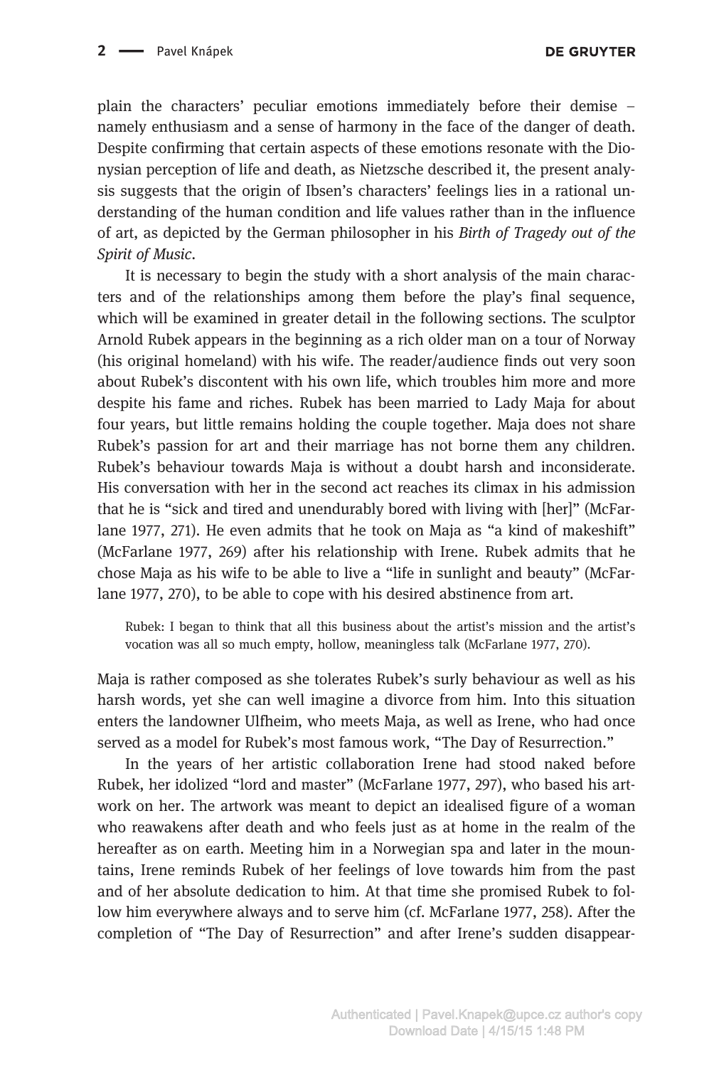plain the characters' peculiar emotions immediately before their demise – namely enthusiasm and a sense of harmony in the face of the danger of death. Despite confirming that certain aspects of these emotions resonate with the Dionysian perception of life and death, as Nietzsche described it, the present analysis suggests that the origin of Ibsen's characters' feelings lies in a rational understanding of the human condition and life values rather than in the influence of art, as depicted by the German philosopher in his *Birth of Tragedy out of the Spirit of Music*.

It is necessary to begin the study with a short analysis of the main characters and of the relationships among them before the play's final sequence, which will be examined in greater detail in the following sections. The sculptor Arnold Rubek appears in the beginning as a rich older man on a tour of Norway (his original homeland) with his wife. The reader/audience finds out very soon about Rubek's discontent with his own life, which troubles him more and more despite his fame and riches. Rubek has been married to Lady Maja for about four years, but little remains holding the couple together. Maja does not share Rubek's passion for art and their marriage has not borne them any children. Rubek's behaviour towards Maja is without a doubt harsh and inconsiderate. His conversation with her in the second act reaches its climax in his admission that he is "sick and tired and unendurably bored with living with [her]" (McFarlane 1977, 271). He even admits that he took on Maja as "a kind of makeshift" (McFarlane 1977, 269) after his relationship with Irene. Rubek admits that he chose Maja as his wife to be able to live a "life in sunlight and beauty" (McFarlane 1977, 270), to be able to cope with his desired abstinence from art.

> Rubek: I began to think that all this business about the artist's mission and the artist's vocation was all so much empty, hollow, meaningless talk (McFarlane 1977, 270).

Maja is rather composed as she tolerates Rubek's surly behaviour as well as his harsh words, yet she can well imagine a divorce from him. Into this situation enters the landowner Ulfheim, who meets Maja, as well as Irene, who had once served as a model for Rubek's most famous work, "The Day of Resurrection."

In the years of her artistic collaboration Irene had stood naked before Rubek, her idolized "lord and master" (McFarlane 1977, 297), who based his artwork on her. The artwork was meant to depict an idealised figure of a woman who reawakens after death and who feels just as at home in the realm of the hereafter as on earth. Meeting him in a Norwegian spa and later in the mountains, Irene reminds Rubek of her feelings of love towards him from the past and of her absolute dedication to him. At that time she promised Rubek to follow him everywhere always and to serve him (cf. McFarlane 1977, 258). After the completion of "The Day of Resurrection" and after Irene's sudden disappear-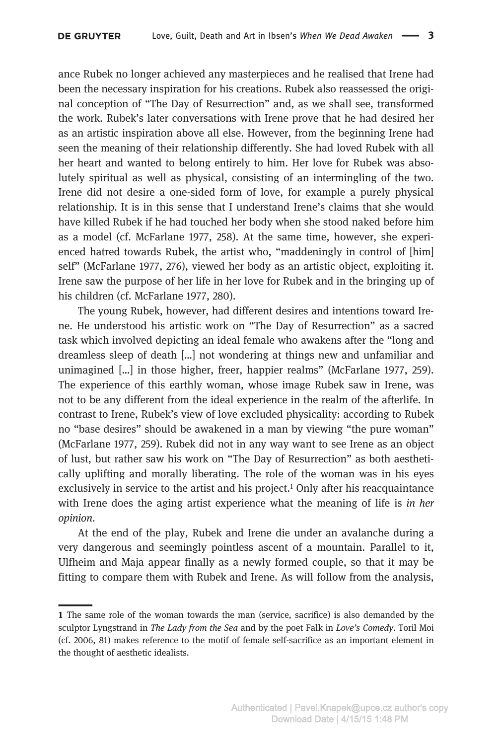ance Rubek no longer achieved any masterpieces and he realised that Irene had been the necessary inspiration for his creations. Rubek also reassessed the original conception of "The Day of Resurrection" and, as we shall see, transformed the work. Rubek's later conversations with Irene prove that he had desired her as an artistic inspiration above all else. However, from the beginning Irene had seen the meaning of their relationship differently. She had loved Rubek with all her heart and wanted to belong entirely to him. Her love for Rubek was absolutely spiritual as well as physical, consisting of an intermingling of the two. Irene did not desire a one-sided form of love, for example a purely physical relationship. It is in this sense that I understand Irene's claims that she would have killed Rubek if he had touched her body when she stood naked before him as a model (cf. McFarlane 1977, 258). At the same time, however, she experienced hatred towards Rubek, the artist who, "maddeningly in control of [him] self" (McFarlane 1977, 276), viewed her body as an artistic object, exploiting it. Irene saw the purpose of her life in her love for Rubek and in the bringing up of his children (cf. McFarlane 1977, 280).

The young Rubek, however, had different desires and intentions toward Irene. He understood his artistic work on "The Day of Resurrection" as a sacred task which involved depicting an ideal female who awakens after the "long and dreamless sleep of death […] not wondering at things new and unfamiliar and unimagined […] in those higher, freer, happier realms" (McFarlane 1977, 259). The experience of this earthly woman, whose image Rubek saw in Irene, was not to be any different from the ideal experience in the realm of the afterlife. In contrast to Irene, Rubek's view of love excluded physicality: according to Rubek no "base desires" should be awakened in a man by viewing "the pure woman" (McFarlane 1977, 259). Rubek did not in any way want to see Irene as an object of lust, but rather saw his work on "The Day of Resurrection" as both aesthetically uplifting and morally liberating. The role of the woman was in his eyes exclusively in service to the artist and his project.[1] Only after his reacquaintance with Irene does the aging artist experience what the meaning of life is *in her opinion*.

At the end of the play, Rubek and Irene die under an avalanche during a very dangerous and seemingly pointless ascent of a mountain. Parallel to it, Ulfheim and Maja appear finally as a newly formed couple, so that it may be fitting to compare them with Rubek and Irene. As will follow from the analysis,

---

**1** The same role of the woman towards the man (service, sacrifice) is also demanded by the sculptor Lyngstrand in *The Lady from the Sea* and by the poet Falk in *Love's Comedy*. Toril Moi (cf. 2006, 81) makes reference to the motif of female self-sacrifice as an important element in the thought of aesthetic idealists.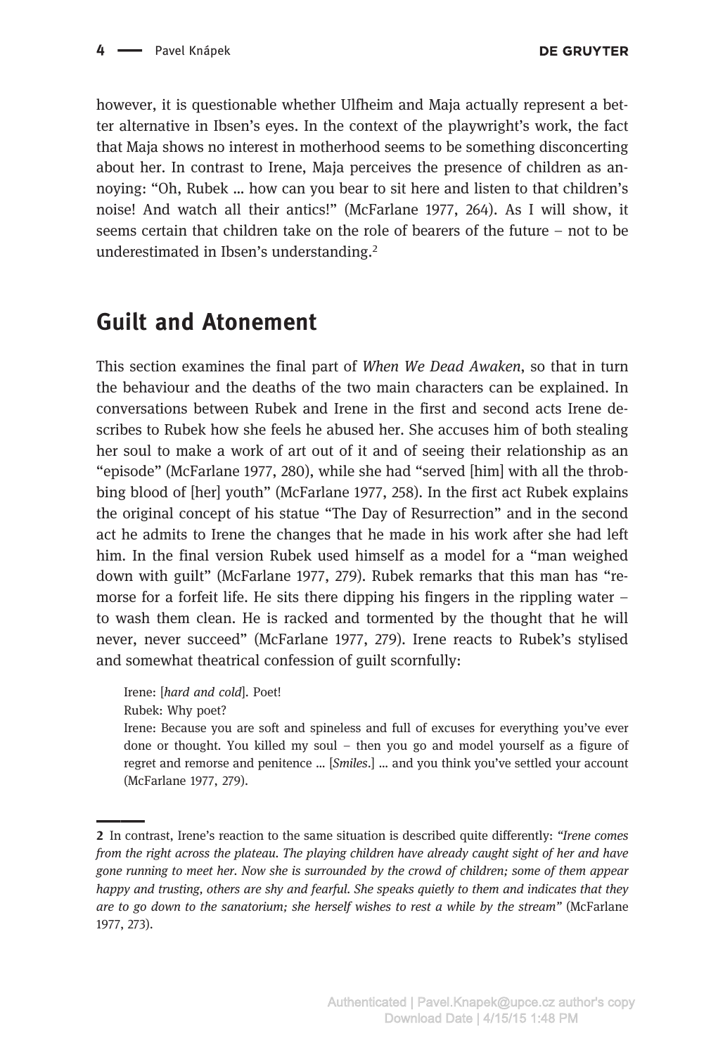however, it is questionable whether Ulfheim and Maja actually represent a better alternative in Ibsen's eyes. In the context of the playwright's work, the fact that Maja shows no interest in motherhood seems to be something disconcerting about her. In contrast to Irene, Maja perceives the presence of children as annoying: "Oh, Rubek … how can you bear to sit here and listen to that children's noise! And watch all their antics!" (McFarlane 1977, 264). As I will show, it seems certain that children take on the role of bearers of the future – not to be underestimated in Ibsen's understanding.[2]

## Guilt and Atonement

This section examines the final part of *When We Dead Awaken*, so that in turn the behaviour and the deaths of the two main characters can be explained. In conversations between Rubek and Irene in the first and second acts Irene describes to Rubek how she feels he abused her. She accuses him of both stealing her soul to make a work of art out of it and of seeing their relationship as an "episode" (McFarlane 1977, 280), while she had "served [him] with all the throbbing blood of [her] youth" (McFarlane 1977, 258). In the first act Rubek explains the original concept of his statue "The Day of Resurrection" and in the second act he admits to Irene the changes that he made in his work after she had left him. In the final version Rubek used himself as a model for a "man weighed down with guilt" (McFarlane 1977, 279). Rubek remarks that this man has "remorse for a forfeit life. He sits there dipping his fingers in the rippling water – to wash them clean. He is racked and tormented by the thought that he will never, never succeed" (McFarlane 1977, 279). Irene reacts to Rubek's stylised and somewhat theatrical confession of guilt scornfully:

> Irene: [*hard and cold*]. Poet!
>
> Rubek: Why poet?
>
> Irene: Because you are soft and spineless and full of excuses for everything you've ever done or thought. You killed my soul – then you go and model yourself as a figure of regret and remorse and penitence … [*Smiles*.] … and you think you've settled your account (McFarlane 1977, 279).

---

2 In contrast, Irene's reaction to the same situation is described quite differently: "*Irene comes from the right across the plateau. The playing children have already caught sight of her and have gone running to meet her. Now she is surrounded by the crowd of children; some of them appear happy and trusting, others are shy and fearful. She speaks quietly to them and indicates that they are to go down to the sanatorium; she herself wishes to rest a while by the stream*" (McFarlane 1977, 273).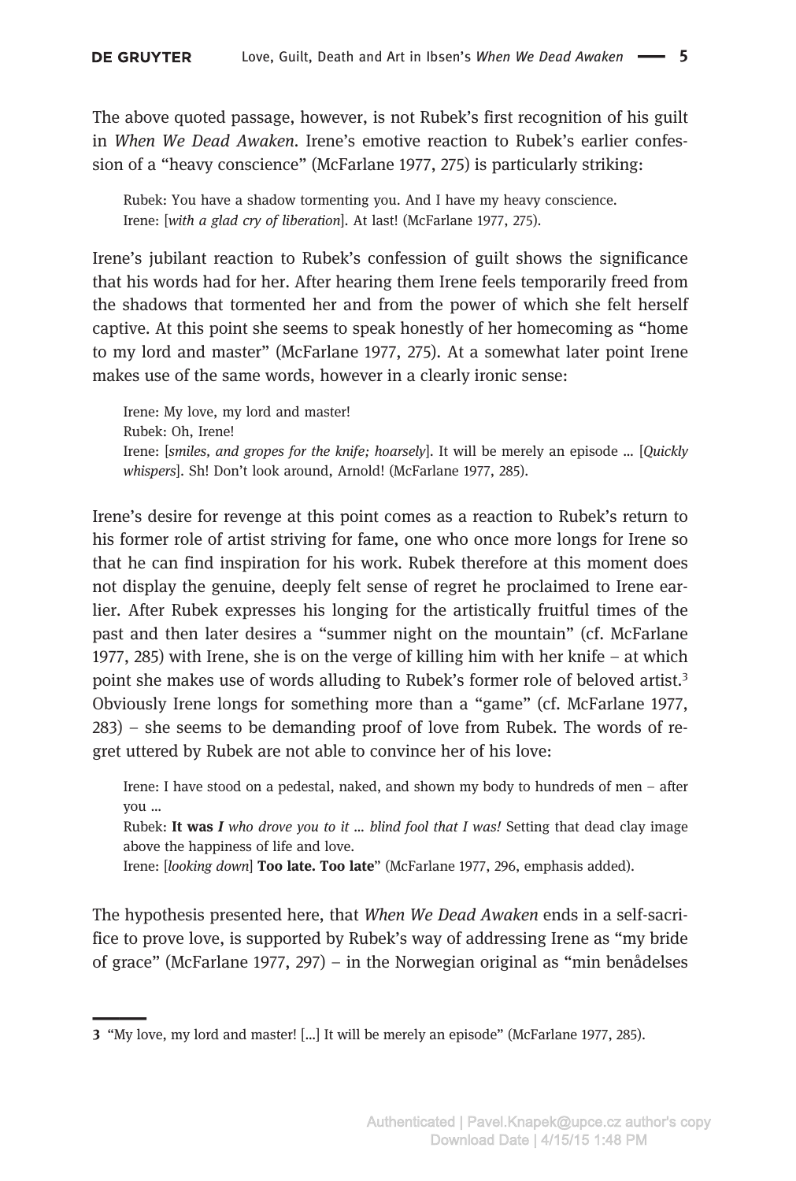The above quoted passage, however, is not Rubek's first recognition of his guilt in *When We Dead Awaken*. Irene's emotive reaction to Rubek's earlier confession of a "heavy conscience" (McFarlane 1977, 275) is particularly striking:

> Rubek: You have a shadow tormenting you. And I have my heavy conscience.
> Irene: [*with a glad cry of liberation*]. At last! (McFarlane 1977, 275).

Irene's jubilant reaction to Rubek's confession of guilt shows the significance that his words had for her. After hearing them Irene feels temporarily freed from the shadows that tormented her and from the power of which she felt herself captive. At this point she seems to speak honestly of her homecoming as "home to my lord and master" (McFarlane 1977, 275). At a somewhat later point Irene makes use of the same words, however in a clearly ironic sense:

> Irene: My love, my lord and master!
> Rubek: Oh, Irene!
> Irene: [*smiles, and gropes for the knife; hoarsely*]. It will be merely an episode … [*Quickly whispers*]. Sh! Don't look around, Arnold! (McFarlane 1977, 285).

Irene's desire for revenge at this point comes as a reaction to Rubek's return to his former role of artist striving for fame, one who once more longs for Irene so that he can find inspiration for his work. Rubek therefore at this moment does not display the genuine, deeply felt sense of regret he proclaimed to Irene earlier. After Rubek expresses his longing for the artistically fruitful times of the past and then later desires a "summer night on the mountain" (cf. McFarlane 1977, 285) with Irene, she is on the verge of killing him with her knife – at which point she makes use of words alluding to Rubek's former role of beloved artist.[3] Obviously Irene longs for something more than a "game" (cf. McFarlane 1977, 283) – she seems to be demanding proof of love from Rubek. The words of regret uttered by Rubek are not able to convince her of his love:

> Irene: I have stood on a pedestal, naked, and shown my body to hundreds of men – after you …
> Rubek: **It was *I*** *who drove you to it … blind fool that I was!* Setting that dead clay image above the happiness of life and love.
> Irene: [*looking down*] **Too late. Too late**" (McFarlane 1977, 296, emphasis added).

The hypothesis presented here, that *When We Dead Awaken* ends in a self-sacrifice to prove love, is supported by Rubek's way of addressing Irene as "my bride of grace" (McFarlane 1977, 297) – in the Norwegian original as "min benådelses

---

3 "My love, my lord and master! […] It will be merely an episode" (McFarlane 1977, 285).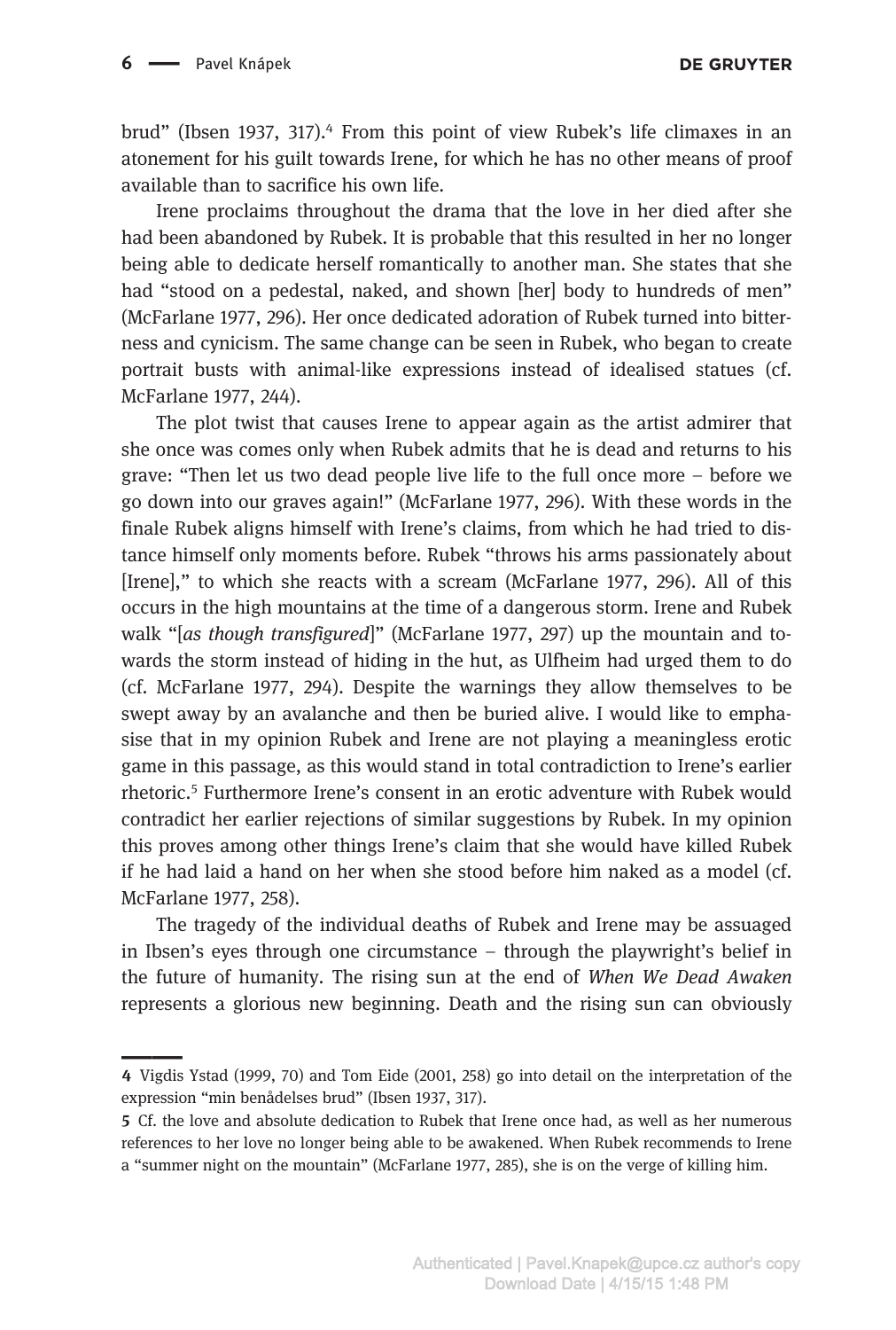brud" (Ibsen 1937, 317).[4] From this point of view Rubek's life climaxes in an atonement for his guilt towards Irene, for which he has no other means of proof available than to sacrifice his own life.

Irene proclaims throughout the drama that the love in her died after she had been abandoned by Rubek. It is probable that this resulted in her no longer being able to dedicate herself romantically to another man. She states that she had "stood on a pedestal, naked, and shown [her] body to hundreds of men" (McFarlane 1977, 296). Her once dedicated adoration of Rubek turned into bitterness and cynicism. The same change can be seen in Rubek, who began to create portrait busts with animal-like expressions instead of idealised statues (cf. McFarlane 1977, 244).

The plot twist that causes Irene to appear again as the artist admirer that she once was comes only when Rubek admits that he is dead and returns to his grave: "Then let us two dead people live life to the full once more – before we go down into our graves again!" (McFarlane 1977, 296). With these words in the finale Rubek aligns himself with Irene's claims, from which he had tried to distance himself only moments before. Rubek "throws his arms passionately about [Irene]," to which she reacts with a scream (McFarlane 1977, 296). All of this occurs in the high mountains at the time of a dangerous storm. Irene and Rubek walk "[*as though transfigured*]" (McFarlane 1977, 297) up the mountain and towards the storm instead of hiding in the hut, as Ulfheim had urged them to do (cf. McFarlane 1977, 294). Despite the warnings they allow themselves to be swept away by an avalanche and then be buried alive. I would like to emphasise that in my opinion Rubek and Irene are not playing a meaningless erotic game in this passage, as this would stand in total contradiction to Irene's earlier rhetoric.[5] Furthermore Irene's consent in an erotic adventure with Rubek would contradict her earlier rejections of similar suggestions by Rubek. In my opinion this proves among other things Irene's claim that she would have killed Rubek if he had laid a hand on her when she stood before him naked as a model (cf. McFarlane 1977, 258).

The tragedy of the individual deaths of Rubek and Irene may be assuaged in Ibsen's eyes through one circumstance – through the playwright's belief in the future of humanity. The rising sun at the end of *When We Dead Awaken* represents a glorious new beginning. Death and the rising sun can obviously

---

4 Vigdis Ystad (1999, 70) and Tom Eide (2001, 258) go into detail on the interpretation of the expression "min benådelses brud" (Ibsen 1937, 317).

5 Cf. the love and absolute dedication to Rubek that Irene once had, as well as her numerous references to her love no longer being able to be awakened. When Rubek recommends to Irene a "summer night on the mountain" (McFarlane 1977, 285), she is on the verge of killing him.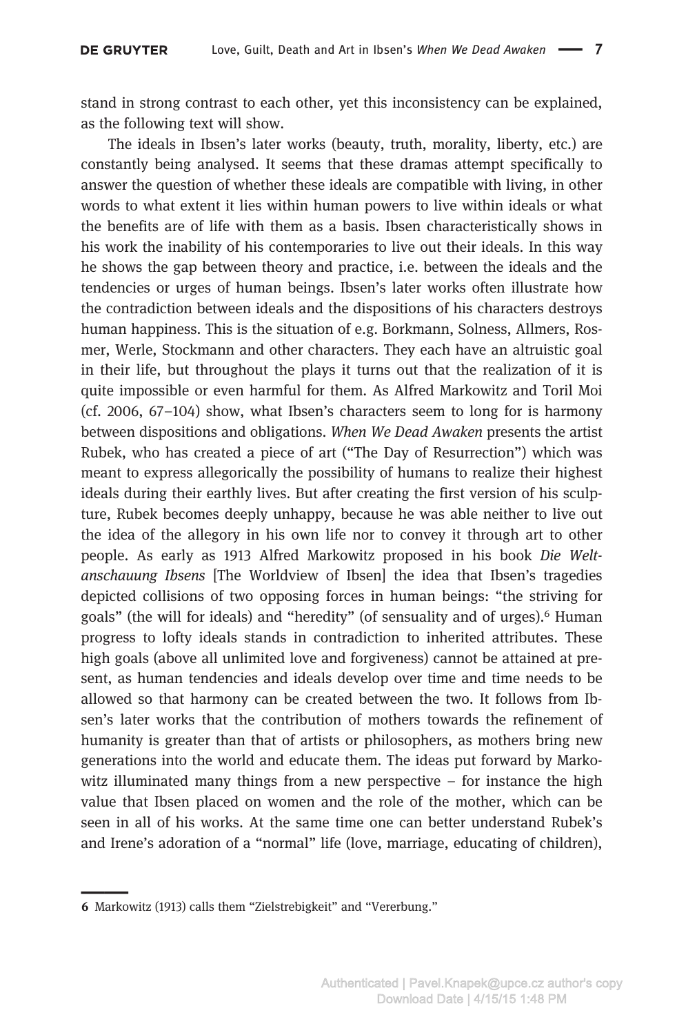stand in strong contrast to each other, yet this inconsistency can be explained, as the following text will show.

The ideals in Ibsen's later works (beauty, truth, morality, liberty, etc.) are constantly being analysed. It seems that these dramas attempt specifically to answer the question of whether these ideals are compatible with living, in other words to what extent it lies within human powers to live within ideals or what the benefits are of life with them as a basis. Ibsen characteristically shows in his work the inability of his contemporaries to live out their ideals. In this way he shows the gap between theory and practice, i.e. between the ideals and the tendencies or urges of human beings. Ibsen's later works often illustrate how the contradiction between ideals and the dispositions of his characters destroys human happiness. This is the situation of e.g. Borkmann, Solness, Allmers, Rosmer, Werle, Stockmann and other characters. They each have an altruistic goal in their life, but throughout the plays it turns out that the realization of it is quite impossible or even harmful for them. As Alfred Markowitz and Toril Moi (cf. 2006, 67–104) show, what Ibsen's characters seem to long for is harmony between dispositions and obligations. *When We Dead Awaken* presents the artist Rubek, who has created a piece of art ("The Day of Resurrection") which was meant to express allegorically the possibility of humans to realize their highest ideals during their earthly lives. But after creating the first version of his sculpture, Rubek becomes deeply unhappy, because he was able neither to live out the idea of the allegory in his own life nor to convey it through art to other people. As early as 1913 Alfred Markowitz proposed in his book *Die Weltanschauung Ibsens* [The Worldview of Ibsen] the idea that Ibsen's tragedies depicted collisions of two opposing forces in human beings: "the striving for goals" (the will for ideals) and "heredity" (of sensuality and of urges).[6] Human progress to lofty ideals stands in contradiction to inherited attributes. These high goals (above all unlimited love and forgiveness) cannot be attained at present, as human tendencies and ideals develop over time and time needs to be allowed so that harmony can be created between the two. It follows from Ibsen's later works that the contribution of mothers towards the refinement of humanity is greater than that of artists or philosophers, as mothers bring new generations into the world and educate them. The ideas put forward by Markowitz illuminated many things from a new perspective – for instance the high value that Ibsen placed on women and the role of the mother, which can be seen in all of his works. At the same time one can better understand Rubek's and Irene's adoration of a "normal" life (love, marriage, educating of children),

---

6 Markowitz (1913) calls them "Zielstrebigkeit" and "Vererbung."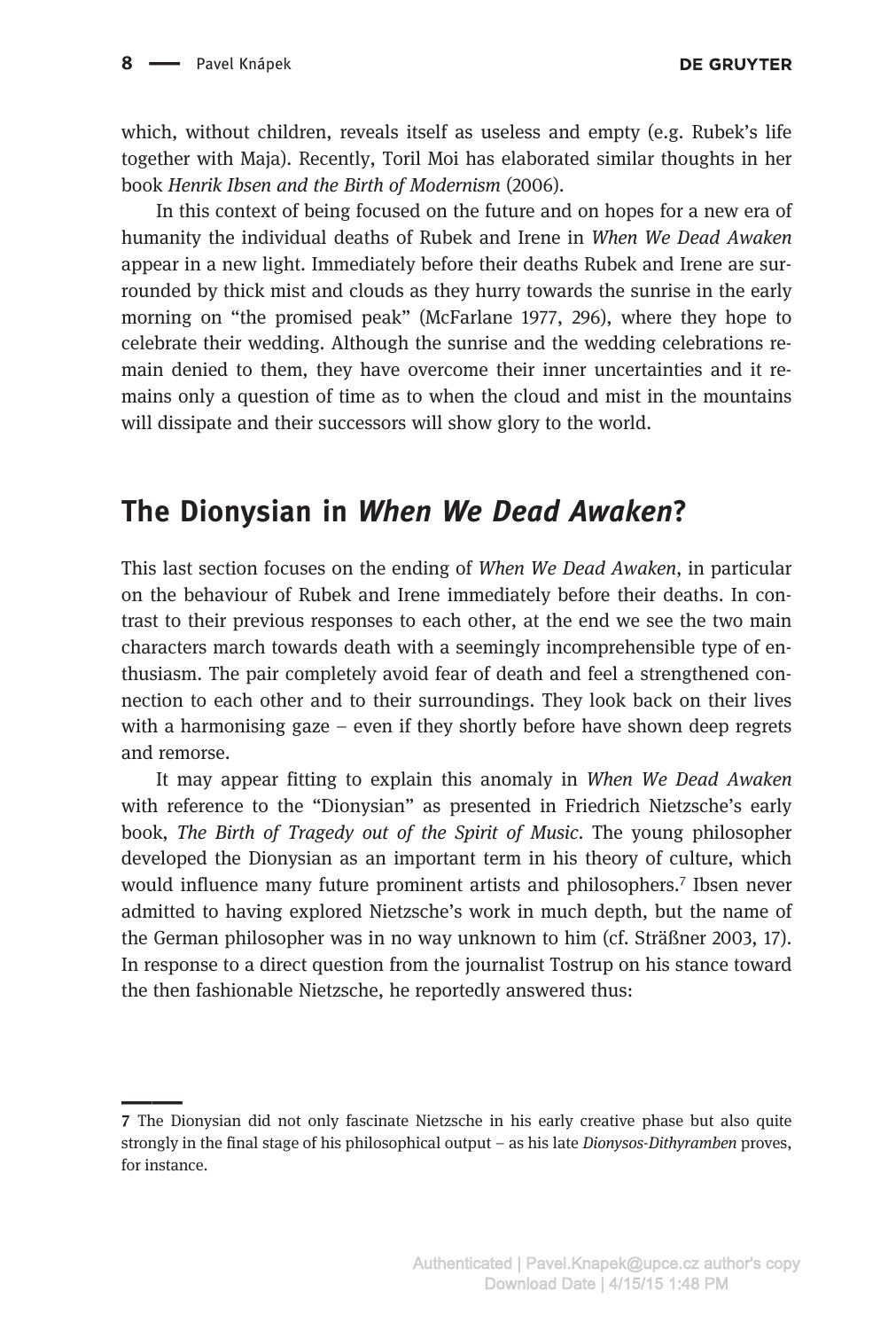which, without children, reveals itself as useless and empty (e.g. Rubek's life together with Maja). Recently, Toril Moi has elaborated similar thoughts in her book *Henrik Ibsen and the Birth of Modernism* (2006).

In this context of being focused on the future and on hopes for a new era of humanity the individual deaths of Rubek and Irene in *When We Dead Awaken* appear in a new light. Immediately before their deaths Rubek and Irene are surrounded by thick mist and clouds as they hurry towards the sunrise in the early morning on "the promised peak" (McFarlane 1977, 296), where they hope to celebrate their wedding. Although the sunrise and the wedding celebrations remain denied to them, they have overcome their inner uncertainties and it remains only a question of time as to when the cloud and mist in the mountains will dissipate and their successors will show glory to the world.

## The Dionysian in *When We Dead Awaken*?

This last section focuses on the ending of *When We Dead Awaken*, in particular on the behaviour of Rubek and Irene immediately before their deaths. In contrast to their previous responses to each other, at the end we see the two main characters march towards death with a seemingly incomprehensible type of enthusiasm. The pair completely avoid fear of death and feel a strengthened connection to each other and to their surroundings. They look back on their lives with a harmonising gaze – even if they shortly before have shown deep regrets and remorse.

It may appear fitting to explain this anomaly in *When We Dead Awaken* with reference to the "Dionysian" as presented in Friedrich Nietzsche's early book, *The Birth of Tragedy out of the Spirit of Music*. The young philosopher developed the Dionysian as an important term in his theory of culture, which would influence many future prominent artists and philosophers.[7] Ibsen never admitted to having explored Nietzsche's work in much depth, but the name of the German philosopher was in no way unknown to him (cf. Sträßner 2003, 17). In response to a direct question from the journalist Tostrup on his stance toward the then fashionable Nietzsche, he reportedly answered thus:

---

7 The Dionysian did not only fascinate Nietzsche in his early creative phase but also quite strongly in the final stage of his philosophical output – as his late *Dionysos-Dithyramben* proves, for instance.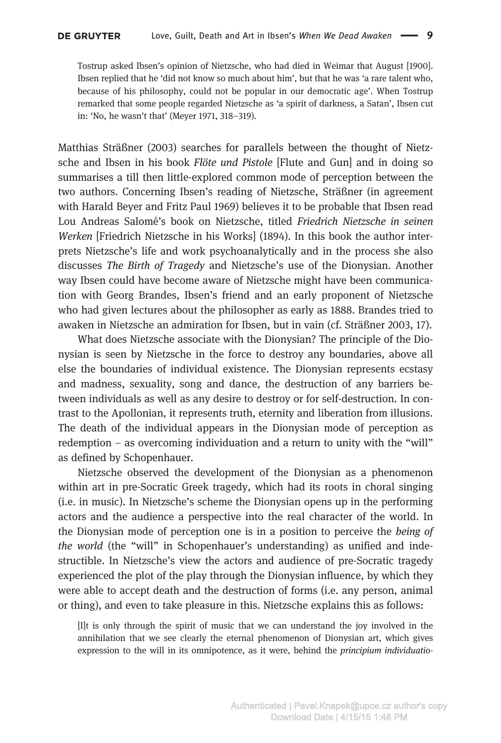> Tostrup asked Ibsen's opinion of Nietzsche, who had died in Weimar that August [1900]. Ibsen replied that he 'did not know so much about him', but that he was 'a rare talent who, because of his philosophy, could not be popular in our democratic age'. When Tostrup remarked that some people regarded Nietzsche as 'a spirit of darkness, a Satan', Ibsen cut in: 'No, he wasn't that' (Meyer 1971, 318–319).

Matthias Sträßner (2003) searches for parallels between the thought of Nietzsche and Ibsen in his book *Flöte und Pistole* [Flute and Gun] and in doing so summarises a till then little-explored common mode of perception between the two authors. Concerning Ibsen's reading of Nietzsche, Sträßner (in agreement with Harald Beyer and Fritz Paul 1969) believes it to be probable that Ibsen read Lou Andreas Salomé's book on Nietzsche, titled *Friedrich Nietzsche in seinen Werken* [Friedrich Nietzsche in his Works] (1894). In this book the author interprets Nietzsche's life and work psychoanalytically and in the process she also discusses *The Birth of Tragedy* and Nietzsche's use of the Dionysian. Another way Ibsen could have become aware of Nietzsche might have been communication with Georg Brandes, Ibsen's friend and an early proponent of Nietzsche who had given lectures about the philosopher as early as 1888. Brandes tried to awaken in Nietzsche an admiration for Ibsen, but in vain (cf. Sträßner 2003, 17).

What does Nietzsche associate with the Dionysian? The principle of the Dionysian is seen by Nietzsche in the force to destroy any boundaries, above all else the boundaries of individual existence. The Dionysian represents ecstasy and madness, sexuality, song and dance, the destruction of any barriers between individuals as well as any desire to destroy or for self-destruction. In contrast to the Apollonian, it represents truth, eternity and liberation from illusions. The death of the individual appears in the Dionysian mode of perception as redemption – as overcoming individuation and a return to unity with the "will" as defined by Schopenhauer.

Nietzsche observed the development of the Dionysian as a phenomenon within art in pre-Socratic Greek tragedy, which had its roots in choral singing (i.e. in music). In Nietzsche's scheme the Dionysian opens up in the performing actors and the audience a perspective into the real character of the world. In the Dionysian mode of perception one is in a position to perceive the *being of the world* (the "will" in Schopenhauer's understanding) as unified and indestructible. In Nietzsche's view the actors and audience of pre-Socratic tragedy experienced the plot of the play through the Dionysian influence, by which they were able to accept death and the destruction of forms (i.e. any person, animal or thing), and even to take pleasure in this. Nietzsche explains this as follows:

> [I]t is only through the spirit of music that we can understand the joy involved in the annihilation that we see clearly the eternal phenomenon of Dionysian art, which gives expression to the will in its omnipotence, as it were, behind the *principium individuatio-*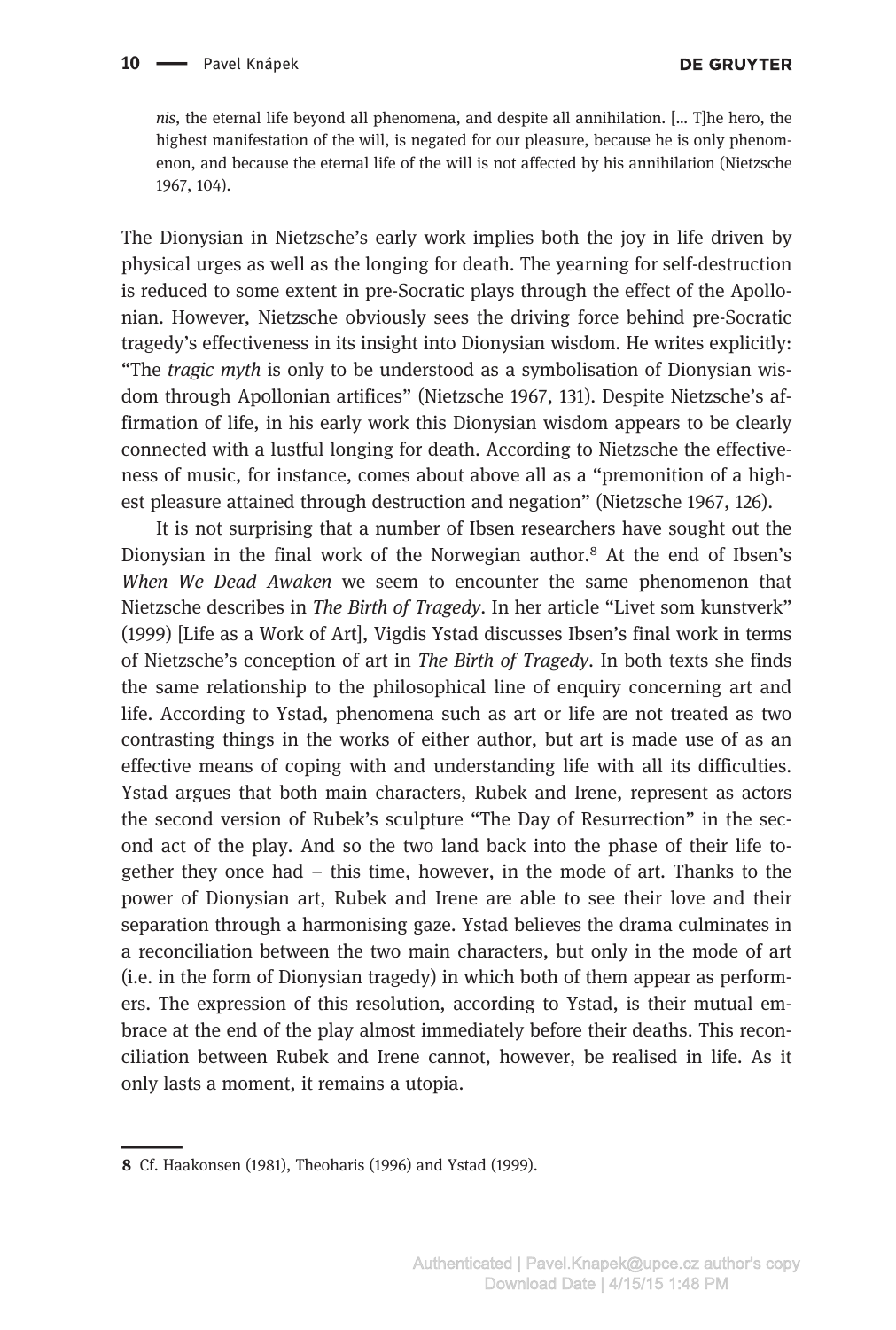> *nis*, the eternal life beyond all phenomena, and despite all annihilation. [… T]he hero, the highest manifestation of the will, is negated for our pleasure, because he is only phenomenon, and because the eternal life of the will is not affected by his annihilation (Nietzsche 1967, 104).

The Dionysian in Nietzsche's early work implies both the joy in life driven by physical urges as well as the longing for death. The yearning for self-destruction is reduced to some extent in pre-Socratic plays through the effect of the Apollonian. However, Nietzsche obviously sees the driving force behind pre-Socratic tragedy's effectiveness in its insight into Dionysian wisdom. He writes explicitly: "The *tragic myth* is only to be understood as a symbolisation of Dionysian wisdom through Apollonian artifices" (Nietzsche 1967, 131). Despite Nietzsche's affirmation of life, in his early work this Dionysian wisdom appears to be clearly connected with a lustful longing for death. According to Nietzsche the effectiveness of music, for instance, comes about above all as a "premonition of a highest pleasure attained through destruction and negation" (Nietzsche 1967, 126).

It is not surprising that a number of Ibsen researchers have sought out the Dionysian in the final work of the Norwegian author.[8] At the end of Ibsen's *When We Dead Awaken* we seem to encounter the same phenomenon that Nietzsche describes in *The Birth of Tragedy*. In her article "Livet som kunstverk" (1999) [Life as a Work of Art], Vigdis Ystad discusses Ibsen's final work in terms of Nietzsche's conception of art in *The Birth of Tragedy*. In both texts she finds the same relationship to the philosophical line of enquiry concerning art and life. According to Ystad, phenomena such as art or life are not treated as two contrasting things in the works of either author, but art is made use of as an effective means of coping with and understanding life with all its difficulties. Ystad argues that both main characters, Rubek and Irene, represent as actors the second version of Rubek's sculpture "The Day of Resurrection" in the second act of the play. And so the two land back into the phase of their life together they once had – this time, however, in the mode of art. Thanks to the power of Dionysian art, Rubek and Irene are able to see their love and their separation through a harmonising gaze. Ystad believes the drama culminates in a reconciliation between the two main characters, but only in the mode of art (i.e. in the form of Dionysian tragedy) in which both of them appear as performers. The expression of this resolution, according to Ystad, is their mutual embrace at the end of the play almost immediately before their deaths. This reconciliation between Rubek and Irene cannot, however, be realised in life. As it only lasts a moment, it remains a utopia.

---

**8** Cf. Haakonsen (1981), Theoharis (1996) and Ystad (1999).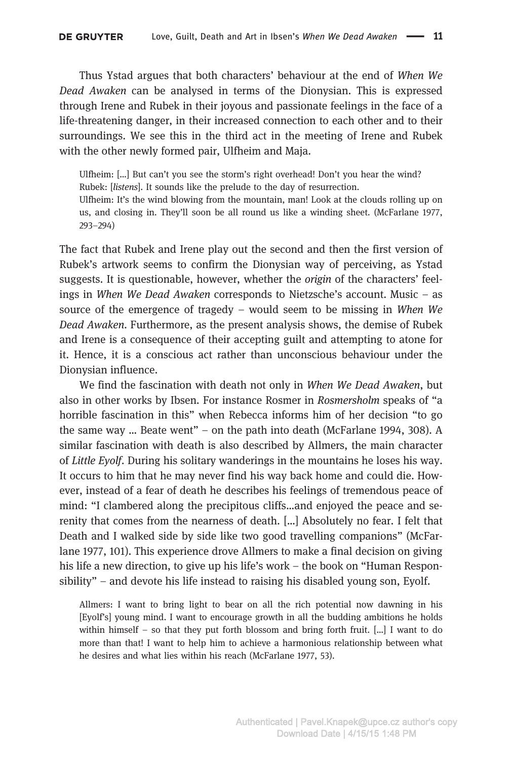Thus Ystad argues that both characters' behaviour at the end of *When We Dead Awaken* can be analysed in terms of the Dionysian. This is expressed through Irene and Rubek in their joyous and passionate feelings in the face of a life-threatening danger, in their increased connection to each other and to their surroundings. We see this in the third act in the meeting of Irene and Rubek with the other newly formed pair, Ulfheim and Maja.

> Ulfheim: [...] But can't you see the storm's right overhead! Don't you hear the wind?
> Rubek: [*listens*]. It sounds like the prelude to the day of resurrection.
> Ulfheim: It's the wind blowing from the mountain, man! Look at the clouds rolling up on us, and closing in. They'll soon be all round us like a winding sheet. (McFarlane 1977, 293–294)

The fact that Rubek and Irene play out the second and then the first version of Rubek's artwork seems to confirm the Dionysian way of perceiving, as Ystad suggests. It is questionable, however, whether the *origin* of the characters' feelings in *When We Dead Awaken* corresponds to Nietzsche's account. Music – as source of the emergence of tragedy – would seem to be missing in *When We Dead Awaken*. Furthermore, as the present analysis shows, the demise of Rubek and Irene is a consequence of their accepting guilt and attempting to atone for it. Hence, it is a conscious act rather than unconscious behaviour under the Dionysian influence.

We find the fascination with death not only in *When We Dead Awaken*, but also in other works by Ibsen. For instance Rosmer in *Rosmersholm* speaks of "a horrible fascination in this" when Rebecca informs him of her decision "to go the same way ... Beate went" – on the path into death (McFarlane 1994, 308). A similar fascination with death is also described by Allmers, the main character of *Little Eyolf*. During his solitary wanderings in the mountains he loses his way. It occurs to him that he may never find his way back home and could die. However, instead of a fear of death he describes his feelings of tremendous peace of mind: "I clambered along the precipitous cliffs...and enjoyed the peace and serenity that comes from the nearness of death. [...] Absolutely no fear. I felt that Death and I walked side by side like two good travelling companions" (McFarlane 1977, 101). This experience drove Allmers to make a final decision on giving his life a new direction, to give up his life's work – the book on "Human Responsibility" – and devote his life instead to raising his disabled young son, Eyolf.

> Allmers: I want to bring light to bear on all the rich potential now dawning in his [Eyolf's] young mind. I want to encourage growth in all the budding ambitions he holds within himself – so that they put forth blossom and bring forth fruit. [...] I want to do more than that! I want to help him to achieve a harmonious relationship between what he desires and what lies within his reach (McFarlane 1977, 53).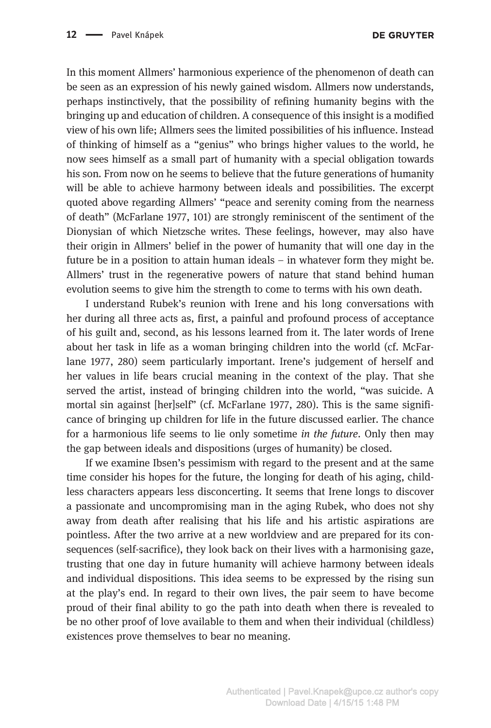In this moment Allmers' harmonious experience of the phenomenon of death can be seen as an expression of his newly gained wisdom. Allmers now understands, perhaps instinctively, that the possibility of refining humanity begins with the bringing up and education of children. A consequence of this insight is a modified view of his own life; Allmers sees the limited possibilities of his influence. Instead of thinking of himself as a "genius" who brings higher values to the world, he now sees himself as a small part of humanity with a special obligation towards his son. From now on he seems to believe that the future generations of humanity will be able to achieve harmony between ideals and possibilities. The excerpt quoted above regarding Allmers' "peace and serenity coming from the nearness of death" (McFarlane 1977, 101) are strongly reminiscent of the sentiment of the Dionysian of which Nietzsche writes. These feelings, however, may also have their origin in Allmers' belief in the power of humanity that will one day in the future be in a position to attain human ideals – in whatever form they might be. Allmers' trust in the regenerative powers of nature that stand behind human evolution seems to give him the strength to come to terms with his own death.

I understand Rubek's reunion with Irene and his long conversations with her during all three acts as, first, a painful and profound process of acceptance of his guilt and, second, as his lessons learned from it. The later words of Irene about her task in life as a woman bringing children into the world (cf. McFarlane 1977, 280) seem particularly important. Irene's judgement of herself and her values in life bears crucial meaning in the context of the play. That she served the artist, instead of bringing children into the world, "was suicide. A mortal sin against [her]self" (cf. McFarlane 1977, 280). This is the same significance of bringing up children for life in the future discussed earlier. The chance for a harmonious life seems to lie only sometime *in the future*. Only then may the gap between ideals and dispositions (urges of humanity) be closed.

If we examine Ibsen's pessimism with regard to the present and at the same time consider his hopes for the future, the longing for death of his aging, childless characters appears less disconcerting. It seems that Irene longs to discover a passionate and uncompromising man in the aging Rubek, who does not shy away from death after realising that his life and his artistic aspirations are pointless. After the two arrive at a new worldview and are prepared for its consequences (self-sacrifice), they look back on their lives with a harmonising gaze, trusting that one day in future humanity will achieve harmony between ideals and individual dispositions. This idea seems to be expressed by the rising sun at the play's end. In regard to their own lives, the pair seem to have become proud of their final ability to go the path into death when there is revealed to be no other proof of love available to them and when their individual (childless) existences prove themselves to bear no meaning.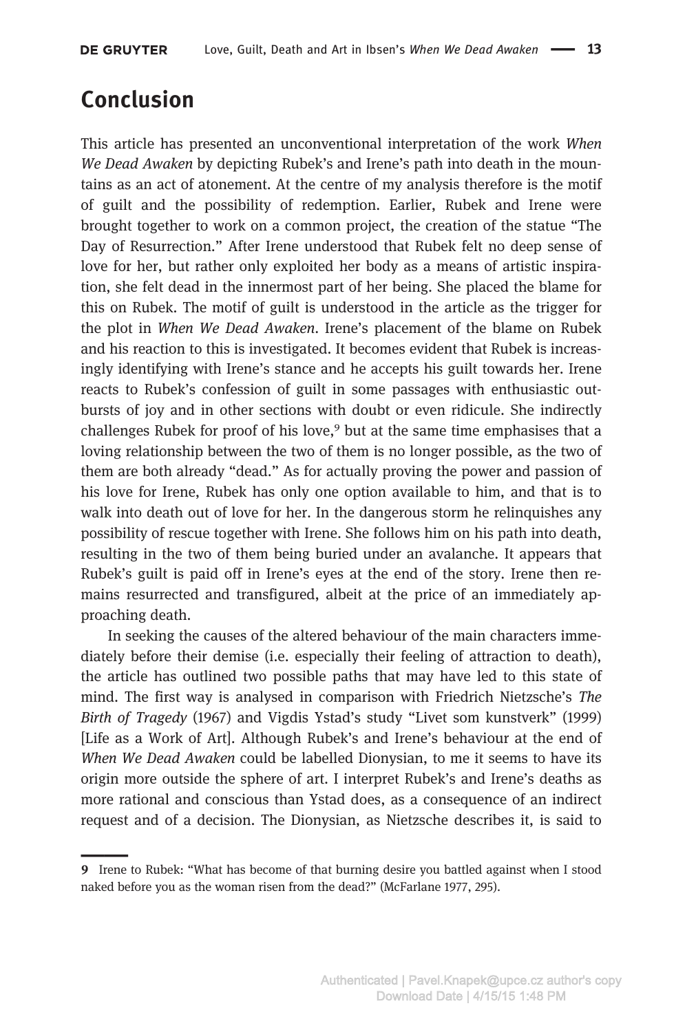## Conclusion

This article has presented an unconventional interpretation of the work *When We Dead Awaken* by depicting Rubek's and Irene's path into death in the mountains as an act of atonement. At the centre of my analysis therefore is the motif of guilt and the possibility of redemption. Earlier, Rubek and Irene were brought together to work on a common project, the creation of the statue "The Day of Resurrection." After Irene understood that Rubek felt no deep sense of love for her, but rather only exploited her body as a means of artistic inspiration, she felt dead in the innermost part of her being. She placed the blame for this on Rubek. The motif of guilt is understood in the article as the trigger for the plot in *When We Dead Awaken*. Irene's placement of the blame on Rubek and his reaction to this is investigated. It becomes evident that Rubek is increasingly identifying with Irene's stance and he accepts his guilt towards her. Irene reacts to Rubek's confession of guilt in some passages with enthusiastic outbursts of joy and in other sections with doubt or even ridicule. She indirectly challenges Rubek for proof of his love,[9] but at the same time emphasises that a loving relationship between the two of them is no longer possible, as the two of them are both already "dead." As for actually proving the power and passion of his love for Irene, Rubek has only one option available to him, and that is to walk into death out of love for her. In the dangerous storm he relinquishes any possibility of rescue together with Irene. She follows him on his path into death, resulting in the two of them being buried under an avalanche. It appears that Rubek's guilt is paid off in Irene's eyes at the end of the story. Irene then remains resurrected and transfigured, albeit at the price of an immediately approaching death.

In seeking the causes of the altered behaviour of the main characters immediately before their demise (i.e. especially their feeling of attraction to death), the article has outlined two possible paths that may have led to this state of mind. The first way is analysed in comparison with Friedrich Nietzsche's *The Birth of Tragedy* (1967) and Vigdis Ystad's study "Livet som kunstverk" (1999) [Life as a Work of Art]. Although Rubek's and Irene's behaviour at the end of *When We Dead Awaken* could be labelled Dionysian, to me it seems to have its origin more outside the sphere of art. I interpret Rubek's and Irene's deaths as more rational and conscious than Ystad does, as a consequence of an indirect request and of a decision. The Dionysian, as Nietzsche describes it, is said to

---

9 Irene to Rubek: "What has become of that burning desire you battled against when I stood naked before you as the woman risen from the dead?" (McFarlane 1977, 295).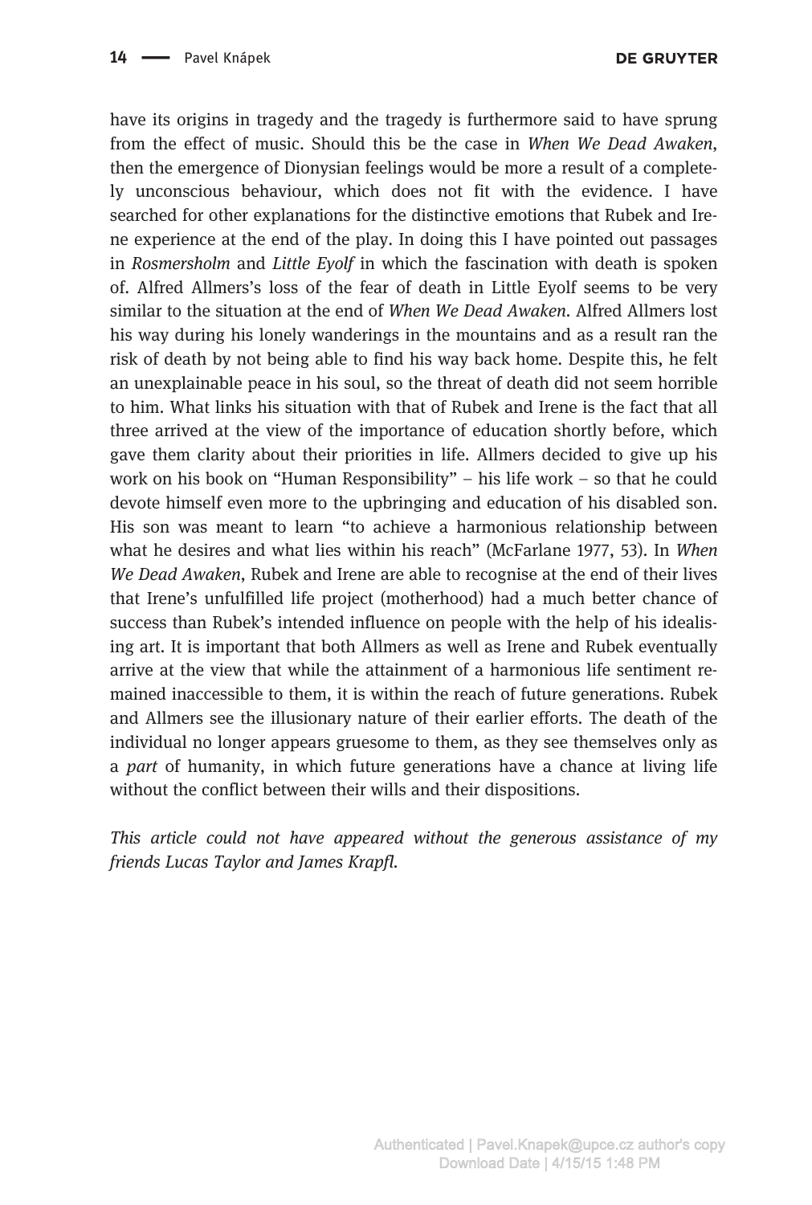have its origins in tragedy and the tragedy is furthermore said to have sprung from the effect of music. Should this be the case in *When We Dead Awaken*, then the emergence of Dionysian feelings would be more a result of a completely unconscious behaviour, which does not fit with the evidence. I have searched for other explanations for the distinctive emotions that Rubek and Irene experience at the end of the play. In doing this I have pointed out passages in *Rosmersholm* and *Little Eyolf* in which the fascination with death is spoken of. Alfred Allmers's loss of the fear of death in Little Eyolf seems to be very similar to the situation at the end of *When We Dead Awaken*. Alfred Allmers lost his way during his lonely wanderings in the mountains and as a result ran the risk of death by not being able to find his way back home. Despite this, he felt an unexplainable peace in his soul, so the threat of death did not seem horrible to him. What links his situation with that of Rubek and Irene is the fact that all three arrived at the view of the importance of education shortly before, which gave them clarity about their priorities in life. Allmers decided to give up his work on his book on "Human Responsibility" – his life work – so that he could devote himself even more to the upbringing and education of his disabled son. His son was meant to learn "to achieve a harmonious relationship between what he desires and what lies within his reach" (McFarlane 1977, 53). In *When We Dead Awaken*, Rubek and Irene are able to recognise at the end of their lives that Irene's unfulfilled life project (motherhood) had a much better chance of success than Rubek's intended influence on people with the help of his idealising art. It is important that both Allmers as well as Irene and Rubek eventually arrive at the view that while the attainment of a harmonious life sentiment remained inaccessible to them, it is within the reach of future generations. Rubek and Allmers see the illusionary nature of their earlier efforts. The death of the individual no longer appears gruesome to them, as they see themselves only as a *part* of humanity, in which future generations have a chance at living life without the conflict between their wills and their dispositions.

*This article could not have appeared without the generous assistance of my friends Lucas Taylor and James Krapfl.*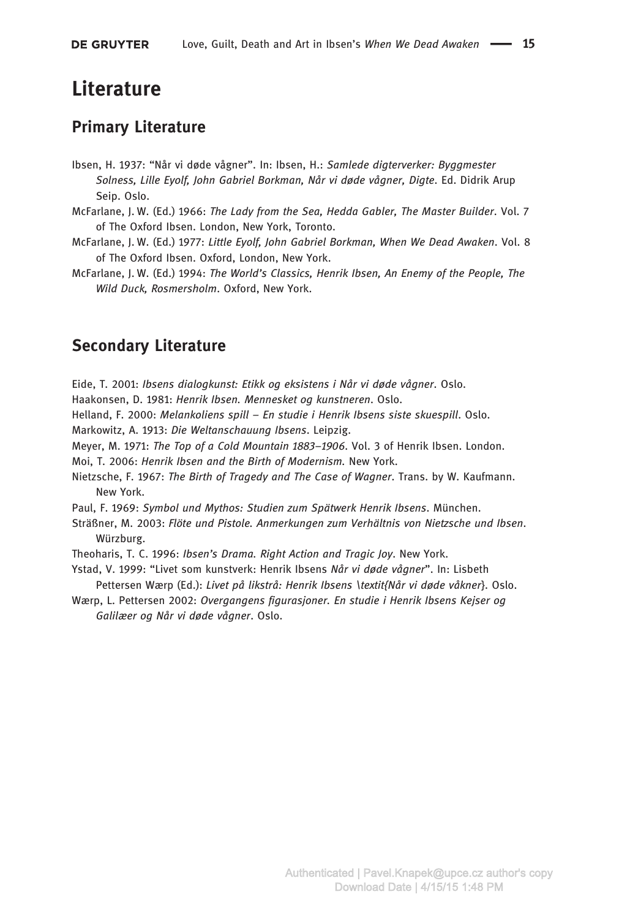# Literature

## Primary Literature

Ibsen, H. 1937: "Når vi døde vågner". In: Ibsen, H.: *Samlede digterverker: Byggmester Solness, Lille Eyolf, John Gabriel Borkman, Når vi døde vågner, Digte*. Ed. Didrik Arup Seip. Oslo.

McFarlane, J. W. (Ed.) 1966: *The Lady from the Sea, Hedda Gabler, The Master Builder*. Vol. 7 of The Oxford Ibsen. London, New York, Toronto.

McFarlane, J. W. (Ed.) 1977: *Little Eyolf, John Gabriel Borkman, When We Dead Awaken*. Vol. 8 of The Oxford Ibsen. Oxford, London, New York.

McFarlane, J. W. (Ed.) 1994: *The World's Classics, Henrik Ibsen, An Enemy of the People, The Wild Duck, Rosmersholm*. Oxford, New York.

## Secondary Literature

Eide, T. 2001: *Ibsens dialogkunst: Etikk og eksistens i Når vi døde vågner*. Oslo.

Haakonsen, D. 1981: *Henrik Ibsen. Mennesket og kunstneren*. Oslo.

Helland, F. 2000: *Melankoliens spill – En studie i Henrik Ibsens siste skuespill*. Oslo.

Markowitz, A. 1913: *Die Weltanschauung Ibsens*. Leipzig.

Meyer, M. 1971: *The Top of a Cold Mountain 1883–1906*. Vol. 3 of Henrik Ibsen. London.

Moi, T. 2006: *Henrik Ibsen and the Birth of Modernism.* New York.

Nietzsche, F. 1967: *The Birth of Tragedy and The Case of Wagner*. Trans. by W. Kaufmann. New York.

Paul, F. 1969: *Symbol und Mythos: Studien zum Spätwerk Henrik Ibsens*. München.

Sträßner, M. 2003: *Flöte und Pistole. Anmerkungen zum Verhältnis von Nietzsche und Ibsen*. Würzburg.

Theoharis, T. C. 1996: *Ibsen's Drama. Right Action and Tragic Joy*. New York.

Ystad, V. 1999: "Livet som kunstverk: Henrik Ibsens *Når vi døde vågner*". In: Lisbeth Pettersen Wærp (Ed.): *Livet på likstrå: Henrik Ibsens \textit{Når vi døde våkner}*. Oslo.

Wærp, L. Pettersen 2002: *Overgangens figurasjoner. En studie i Henrik Ibsens Kejser og Galilæer og Når vi døde vågner*. Oslo.